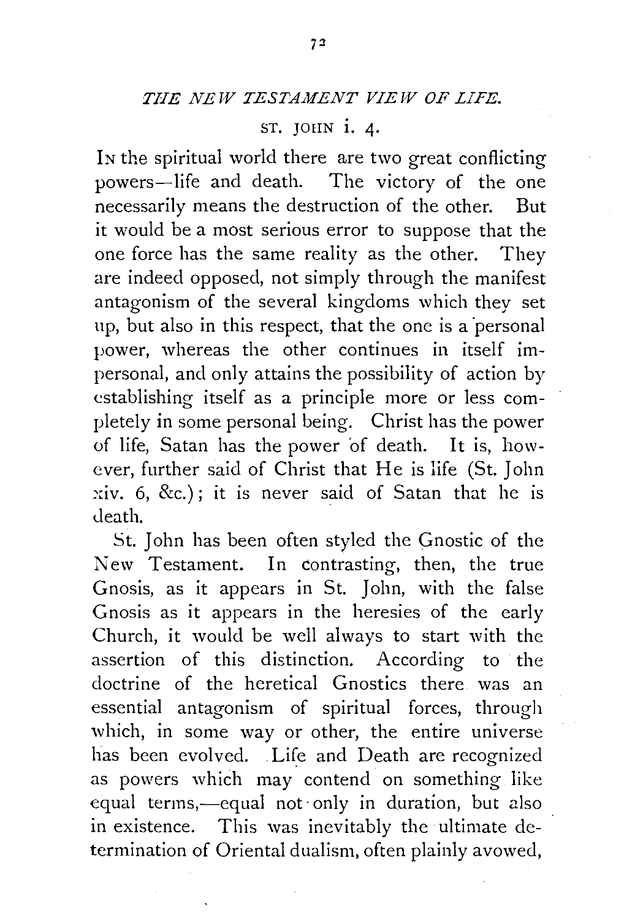## *THE NEW TESTAMENT VIEW OF LIFE.*

ST. JOHN i. 4.

In the spiritual world there are two great conflicting powers—life and death. The victory of the one necessarily means the destruction of the other. But it would be a most serious error to suppose that the one force has the same reality as the other. They are indeed opposed, not simply through the manifest antagonism of the several kingdoms which they set up, but also in this respect, that the one is a personal power, whereas the other continues in itself impersonal, and only attains the possibility of action by establishing itself as a principle more or less completely in some personal being. Christ has the power of life, Satan has the power of death. It is, however, further said of Christ that He is life (St. John xiv. 6, &c.); it is never said of Satan that he is death.

St. John has been often styled the Gnostic of the New Testament. In contrasting, then, the true Gnosis, as it appears in St. John, with the false Gnosis as it appears in the heresies of the early Church, it would be well always to start with the assertion of this distinction. According to the doctrine of the heretical Gnostics there was an essential antagonism of spiritual forces, through which, in some way or other, the entire universe has been evolved. Life and Death are recognized as powers which may contend on something like equal terms,—equal not only in duration, but also in existence. This was inevitably the ultimate determination of Oriental dualism, often plainly avowed,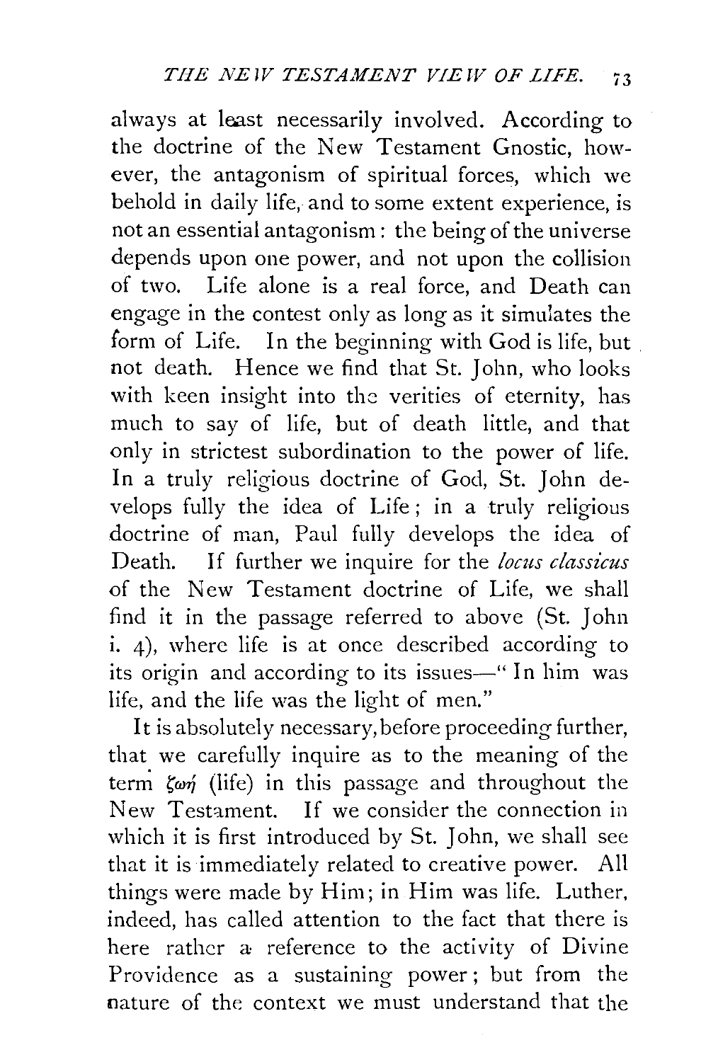always at least necessarily involved. According to the doctrine of the New Testament Gnostic, however, the antagonism of spiritual forces, which we behold in daily life, and to some extent experience, is not an essential antagonism: the being of the universe depends upon one power, and not upon the collision of two. Life alone is a real force, and Death can engage in the contest only as long as it simulates the form of Life. In the beginning with God is life, but not death. Hence we find that St. John, who looks with keen insight into the verities of eternity, has much to say of life, but of death little, and that only in strictest subordination to the power of life. In a truly religious doctrine of God, St. John develops fully the idea of Life; in a truly religious doctrine of man, Paul fully develops the idea of Death. If further we inquire for the *locus classicus* of the New Testament doctrine of Life, we shall find it in the passage referred to above (St. John i. 4), where life is at once described according to its origin and according to its issues—"In him was life, and the life was the light of men."

It is absolutely necessary, before proceeding further, that we carefully inquire as to the meaning of the term ζωή (life) in this passage and throughout the New Testament. If we consider the connection in which it is first introduced by St. John, we shall see that it is immediately related to creative power. All things were made by Him; in Him was life. Luther, indeed, has called attention to the fact that there is here rather a reference to the activity of Divine Providence as a sustaining power; but from the nature of the context we must understand that the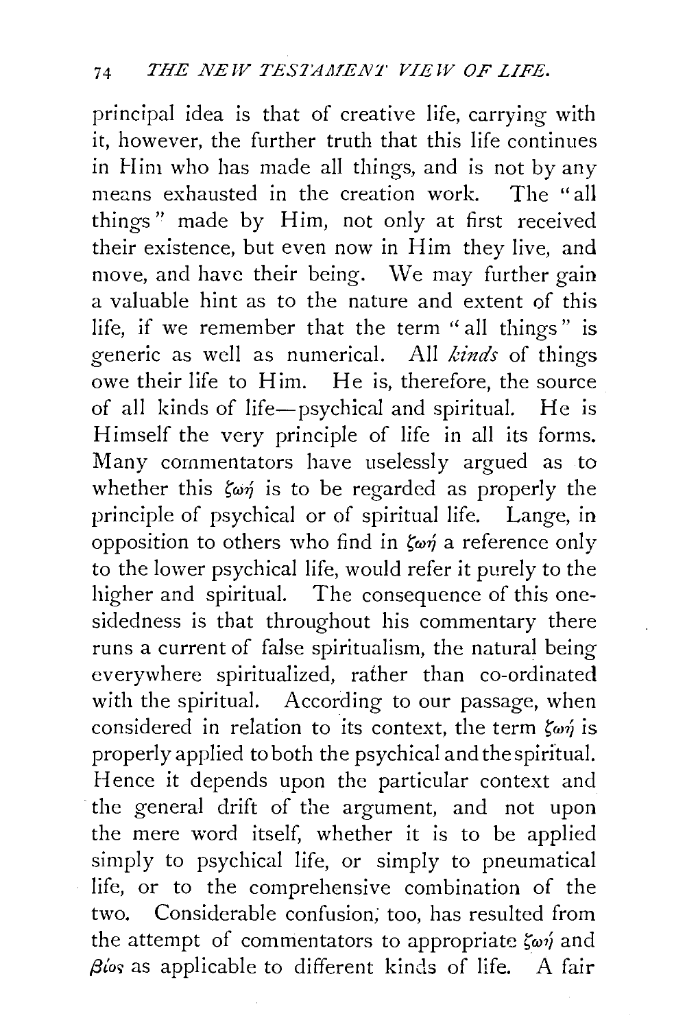principal idea is that of creative life, carrying with it, however, the further truth that this life continues in Him who has made all things, and is not by any means exhausted in the creation work. The "all things" made by Him, not only at first received their existence, but even now in Him they live, and move, and have their being. We may further gain a valuable hint as to the nature and extent of this life, if we remember that the term "all things" is generic as well as numerical. All *kinds* of things owe their life to Him. He is, therefore, the source of all kinds of life—psychical and spiritual. He is Himself the very principle of life in all its forms. Many commentators have uselessly argued as to whether this ζωή is to be regarded as properly the principle of psychical or of spiritual life. Lange, in opposition to others who find in ζωή a reference only to the lower psychical life, would refer it purely to the higher and spiritual. The consequence of this one-sidedness is that throughout his commentary there runs a current of false spiritualism, the natural being everywhere spiritualized, rather than co-ordinated with the spiritual. According to our passage, when considered in relation to its context, the term ζωή is properly applied to both the psychical and the spiritual. Hence it depends upon the particular context and the general drift of the argument, and not upon the mere word itself, whether it is to be applied simply to psychical life, or simply to pneumatical life, or to the comprehensive combination of the two. Considerable confusion, too, has resulted from the attempt of commentators to appropriate ζωή and βίος as applicable to different kinds of life. A fair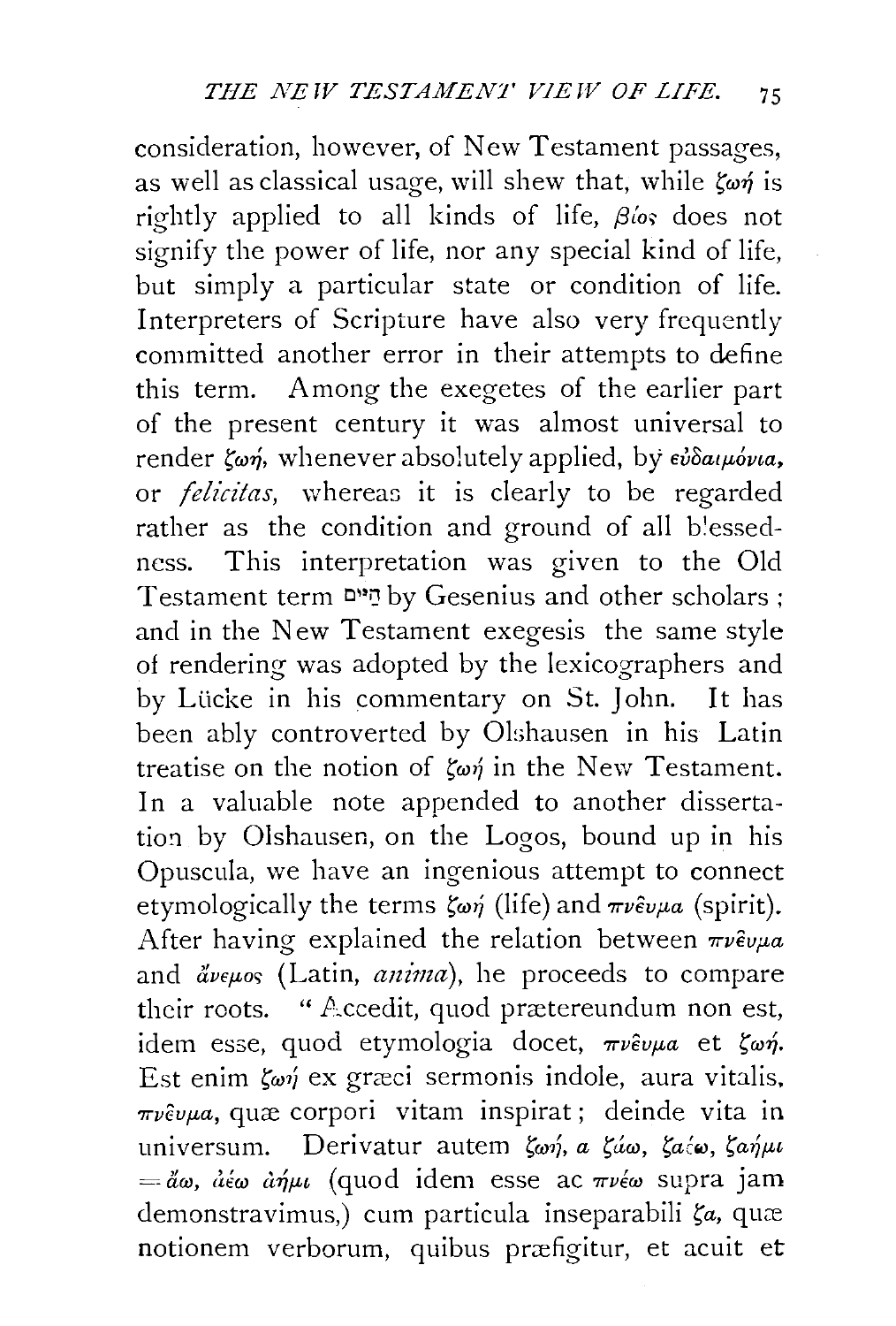consideration, however, of New Testament passages, as well as classical usage, will shew that, while ζωή is rightly applied to all kinds of life, βίος does not signify the power of life, nor any special kind of life, but simply a particular state or condition of life. Interpreters of Scripture have also very frequently committed another error in their attempts to define this term. Among the exegetes of the earlier part of the present century it was almost universal to render ζωή, whenever absolutely applied, by εὐδαιμόνια, or *felicitas*, whereas it is clearly to be regarded rather as the condition and ground of all blessedness. This interpretation was given to the Old Testament term חַיִּים by Gesenius and other scholars; and in the New Testament exegesis the same style of rendering was adopted by the lexicographers and by Lücke in his commentary on St. John. It has been ably controverted by Olshausen in his Latin treatise on the notion of ζωή in the New Testament. In a valuable note appended to another dissertation by Olshausen, on the Logos, bound up in his Opuscula, we have an ingenious attempt to connect etymologically the terms ζωή (life) and πνεῦμα (spirit). After having explained the relation between πνεῦμα and ἄνεμος (Latin, *anima*), he proceeds to compare their roots. "Accedit, quod prætereundum non est, idem esse, quod etymologia docet, πνεῦμα et ζωή. Est enim ζωή ex græci sermonis indole, aura vitalis, πνεῦμα, quæ corpori vitam inspirat; deinde vita in universum. Derivatur autem ζωή, a ζάω, ζαέω, ζαήμι = ἄω, ἀέω ἀήμι (quod idem esse ac πνέω supra jam demonstravimus,) cum particula inseparabili ζα, quæ notionem verborum, quibus præfigitur, et acuit et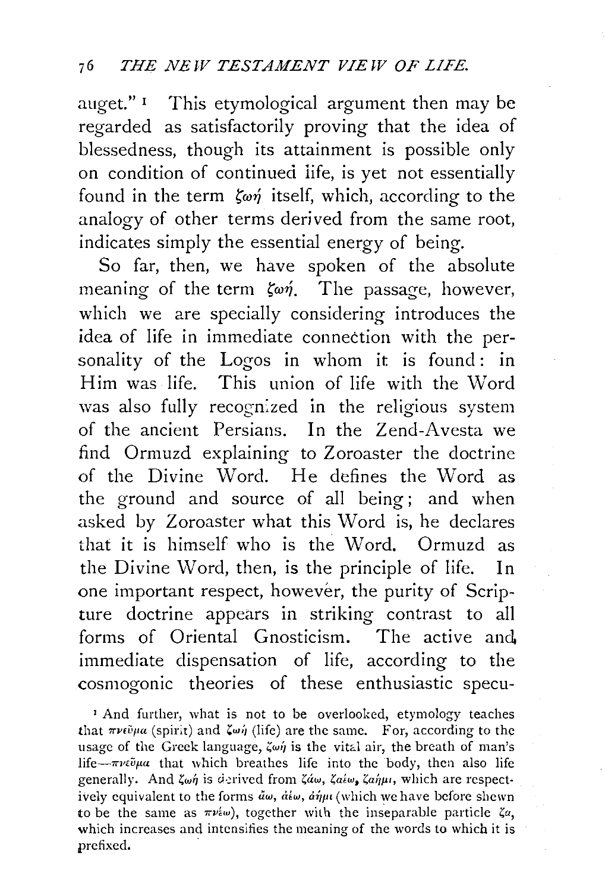auget."[1] This etymological argument then may be regarded as satisfactorily proving that the idea of blessedness, though its attainment is possible only on condition of continued life, is yet not essentially found in the term ζωή itself, which, according to the analogy of other terms derived from the same root, indicates simply the essential energy of being.

So far, then, we have spoken of the absolute meaning of the term ζωή. The passage, however, which we are specially considering introduces the idea of life in immediate connection with the personality of the Logos in whom it is found: in Him was life. This union of life with the Word was also fully recognized in the religious system of the ancient Persians. In the Zend-Avesta we find Ormuzd explaining to Zoroaster the doctrine of the Divine Word. He defines the Word as the ground and source of all being; and when asked by Zoroaster what this Word is, he declares that it is himself who is the Word. Ormuzd as the Divine Word, then, is the principle of life. In one important respect, however, the purity of Scripture doctrine appears in striking contrast to all forms of Oriental Gnosticism. The active and immediate dispensation of life, according to the cosmogonic theories of these enthusiastic specu-

[1] And further, what is not to be overlooked, etymology teaches that πνεῦμα (spirit) and ζωή (life) are the same. For, according to the usage of the Greek language, ζωή is the vital air, the breath of man's life—πνεῦμα that which breathes life into the body, then also life generally. And ζωή is derived from ζάω, ζαέω, ζαῆμι, which are respectively equivalent to the forms ἄω, ἀέω, ἄημι (which we have before shewn to be the same as πνέω), together with the inseparable particle ζα, which increases and intensifies the meaning of the words to which it is prefixed.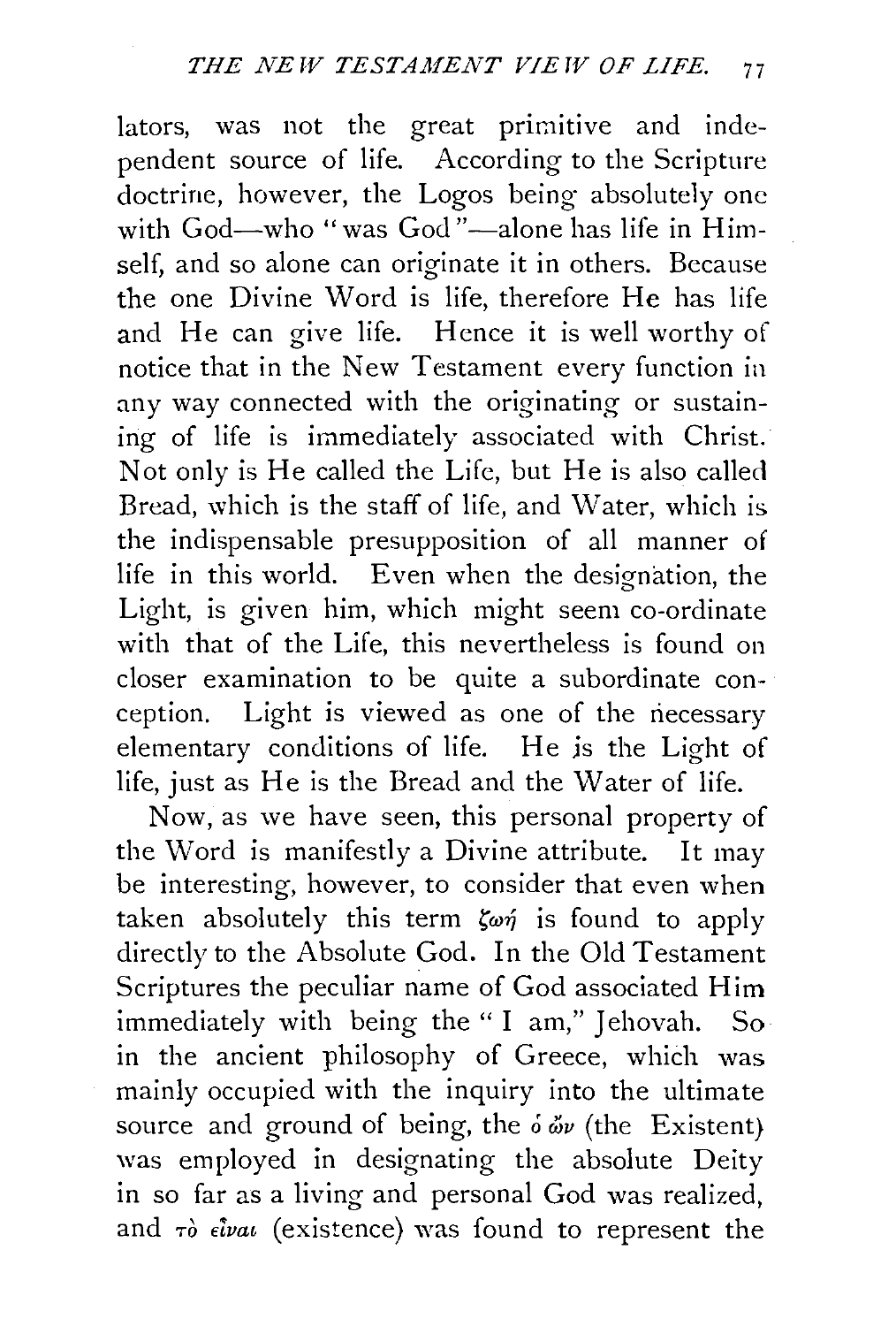lators, was not the great primitive and independent source of life. According to the Scripture doctrine, however, the Logos being absolutely one with God—who "was God"—alone has life in Himself, and so alone can originate it in others. Because the one Divine Word is life, therefore He has life and He can give life. Hence it is well worthy of notice that in the New Testament every function in any way connected with the originating or sustaining of life is immediately associated with Christ. Not only is He called the Life, but He is also called Bread, which is the staff of life, and Water, which is the indispensable presupposition of all manner of life in this world. Even when the designation, the Light, is given him, which might seem co-ordinate with that of the Life, this nevertheless is found on closer examination to be quite a subordinate conception. Light is viewed as one of the necessary elementary conditions of life. He is the Light of life, just as He is the Bread and the Water of life.

Now, as we have seen, this personal property of the Word is manifestly a Divine attribute. It may be interesting, however, to consider that even when taken absolutely this term ζωή is found to apply directly to the Absolute God. In the Old Testament Scriptures the peculiar name of God associated Him immediately with being the "I am," Jehovah. So in the ancient philosophy of Greece, which was mainly occupied with the inquiry into the ultimate source and ground of being, the ὁ ὤν (the Existent) was employed in designating the absolute Deity in so far as a living and personal God was realized, and τὸ εἶναι (existence) was found to represent the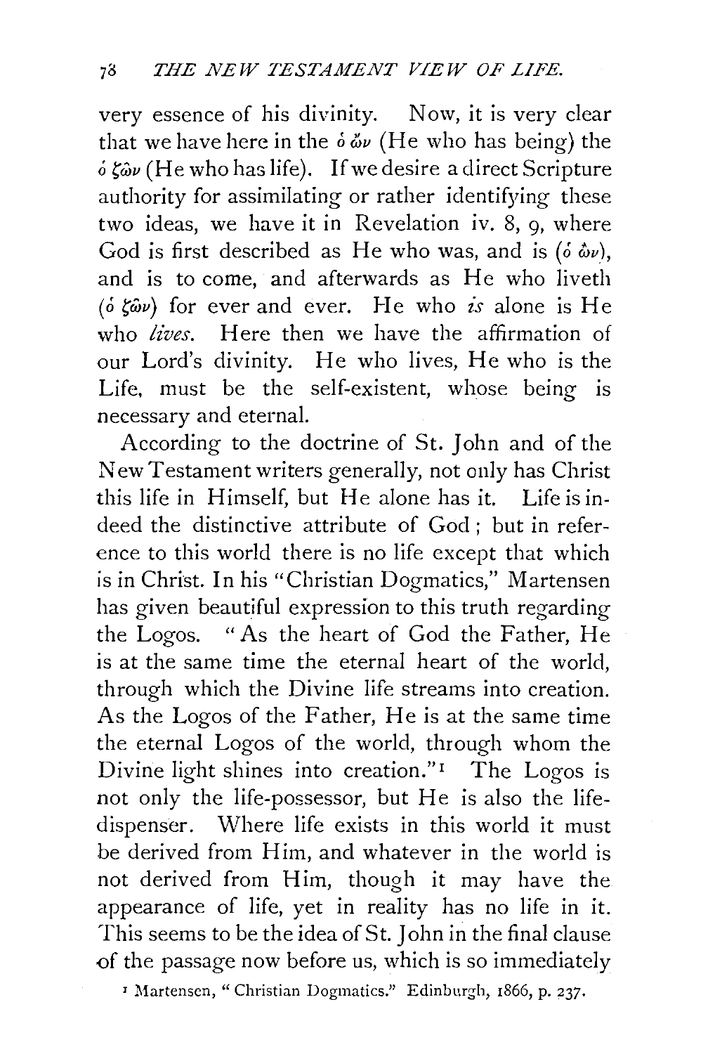very essence of his divinity. Now, it is very clear that we have here in the ὁ ὤν (He who has being) the ὁ ζῶν (He who has life). If we desire a direct Scripture authority for assimilating or rather identifying these two ideas, we have it in Revelation iv. 8, 9, where God is first described as He who was, and is (ὁ ὤν), and is to come, and afterwards as He who liveth (ὁ ζῶν) for ever and ever. He who *is* alone is He who *lives*. Here then we have the affirmation of our Lord's divinity. He who lives, He who is the Life, must be the self-existent, whose being is necessary and eternal.

According to the doctrine of St. John and of the New Testament writers generally, not only has Christ this life in Himself, but He alone has it. Life is indeed the distinctive attribute of God; but in reference to this world there is no life except that which is in Christ. In his "Christian Dogmatics," Martensen has given beautiful expression to this truth regarding the Logos. "As the heart of God the Father, He is at the same time the eternal heart of the world, through which the Divine life streams into creation. As the Logos of the Father, He is at the same time the eternal Logos of the world, through whom the Divine light shines into creation."[1] The Logos is not only the life-possessor, but He is also the life-dispenser. Where life exists in this world it must be derived from Him, and whatever in the world is not derived from Him, though it may have the appearance of life, yet in reality has no life in it. This seems to be the idea of St. John in the final clause of the passage now before us, which is so immediately

[1] Martensen, "Christian Dogmatics." Edinburgh, 1866, p. 237.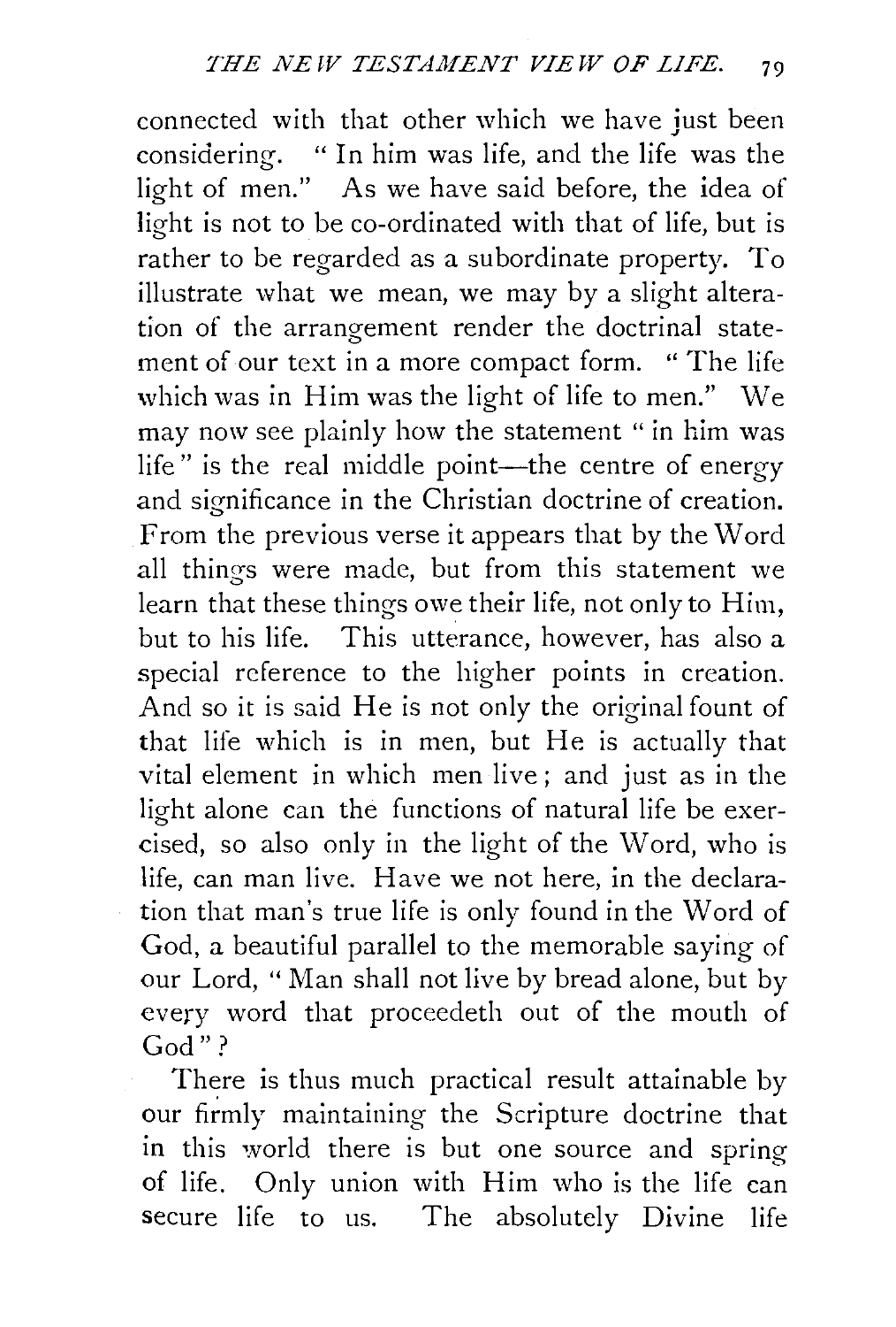connected with that other which we have just been considering. " In him was life, and the life was the light of men." As we have said before, the idea of light is not to be co-ordinated with that of life, but is rather to be regarded as a subordinate property. To illustrate what we mean, we may by a slight alteration of the arrangement render the doctrinal statement of our text in a more compact form. " The life which was in Him was the light of life to men." We may now see plainly how the statement " in him was life " is the real middle point—the centre of energy and significance in the Christian doctrine of creation. From the previous verse it appears that by the Word all things were made, but from this statement we learn that these things owe their life, not only to Him, but to his life. This utterance, however, has also a special reference to the higher points in creation. And so it is said He is not only the original fount of that life which is in men, but He is actually that vital element in which men live; and just as in the light alone can the functions of natural life be exercised, so also only in the light of the Word, who is life, can man live. Have we not here, in the declaration that man's true life is only found in the Word of God, a beautiful parallel to the memorable saying of our Lord, " Man shall not live by bread alone, but by every word that proceedeth out of the mouth of God " ?

There is thus much practical result attainable by our firmly maintaining the Scripture doctrine that in this world there is but one source and spring of life. Only union with Him who is the life can secure life to us. The absolutely Divine life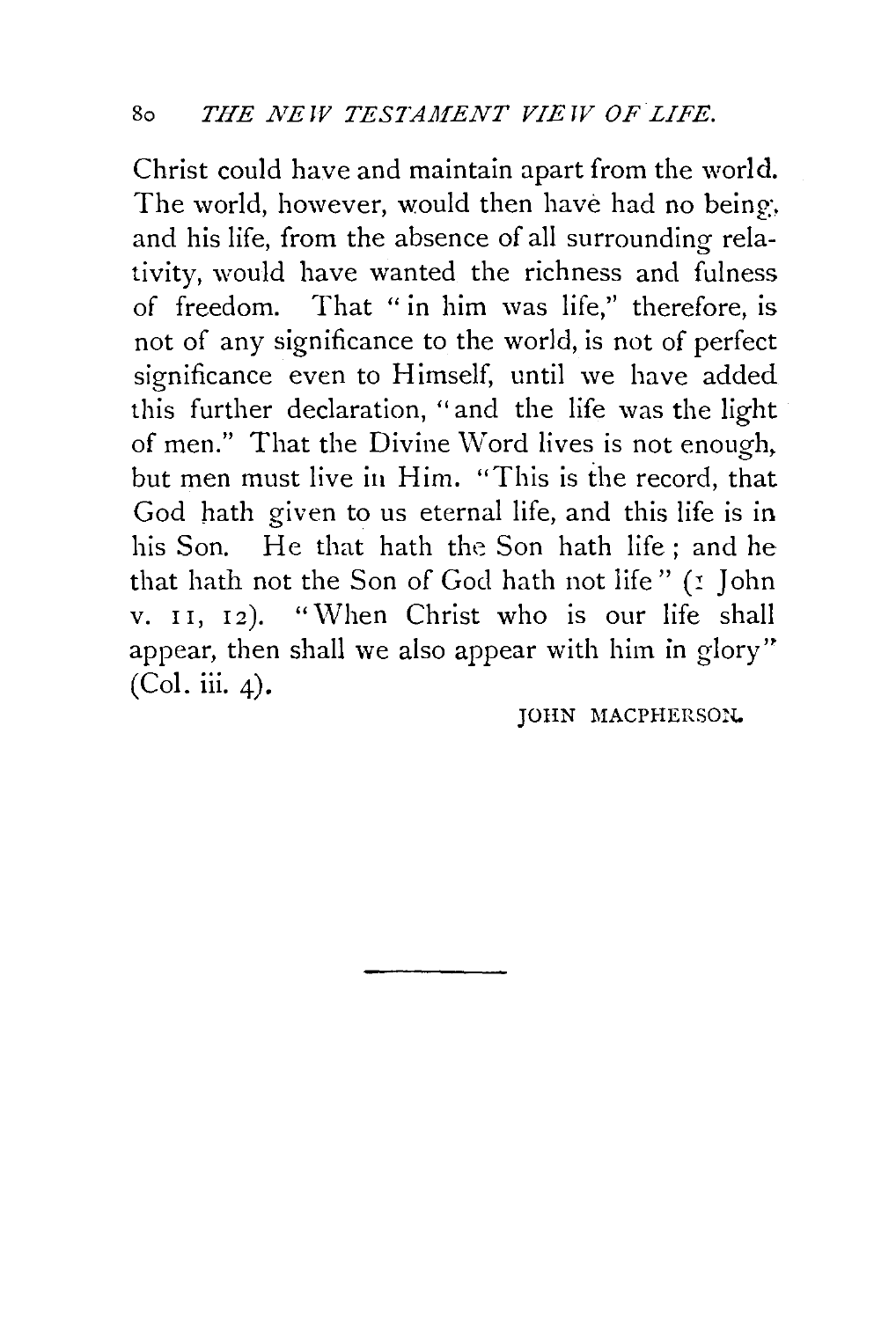Christ could have and maintain apart from the world. The world, however, would then have had no being, and his life, from the absence of all surrounding relativity, would have wanted the richness and fulness of freedom. That "in him was life," therefore, is not of any significance to the world, is not of perfect significance even to Himself, until we have added this further declaration, "and the life was the light of men." That the Divine Word lives is not enough, but men must live in Him. "This is the record, that God hath given to us eternal life, and this life is in his Son. He that hath the Son hath life; and he that hath not the Son of God hath not life" (1 John v. 11, 12). "When Christ who is our life shall appear, then shall we also appear with him in glory" (Col. iii. 4).

JOHN MACPHERSON.